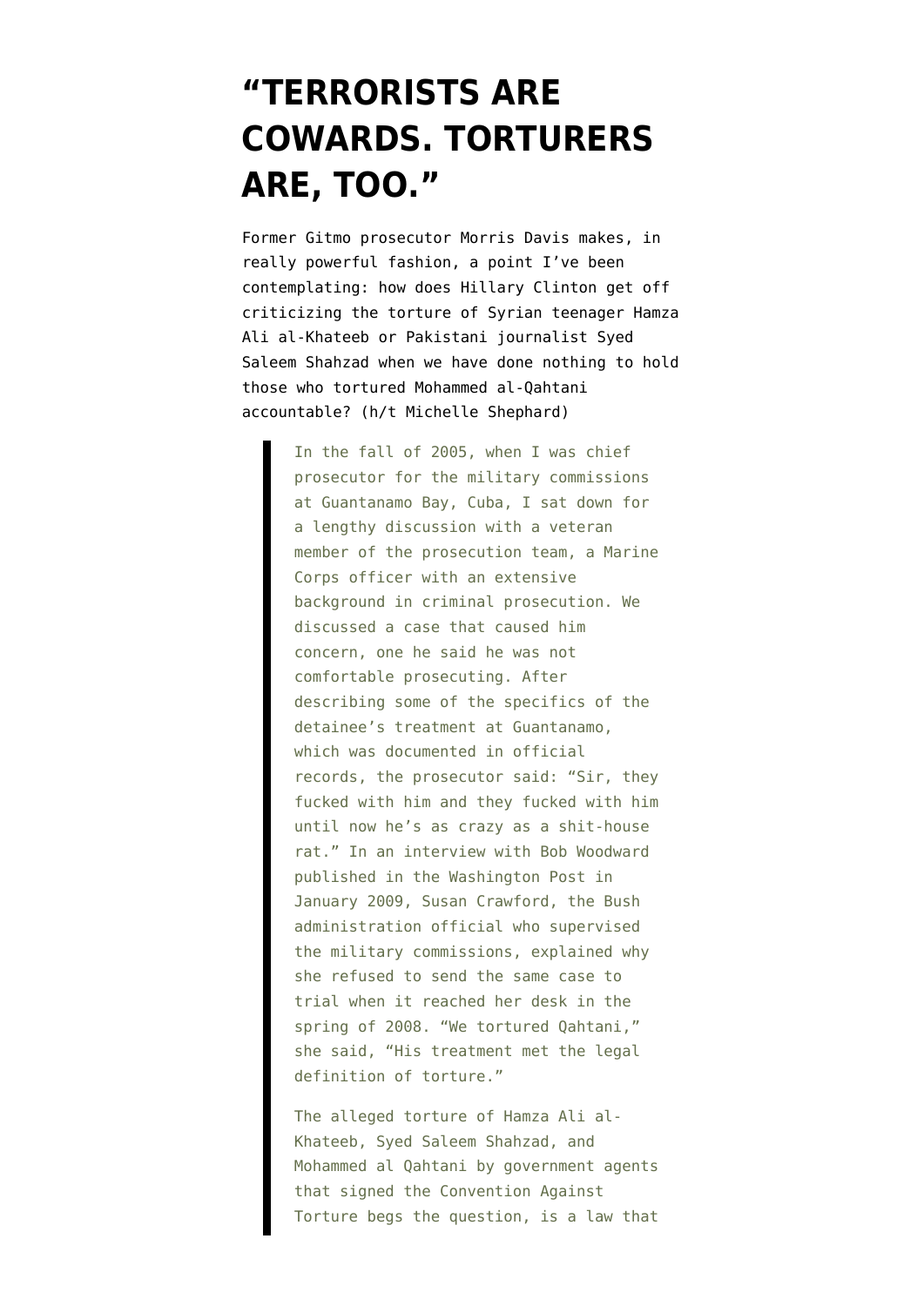# "TERRORISTS ARE COWARDS. TORTURERS ARE, TOO."

Former Gitmo prosecutor Morris Davis makes, in really powerful fashion, a point I've been contemplating: how does Hillary Clinton get off criticizing the torture of Syrian teenager Hamza Ali al-Khateeb or Pakistani journalist Syed Saleem Shahzad when we have done nothing to hold those who tortured Mohammed al-Qahtani accountable? (h/t Michelle Shephard)

> In the fall of 2005, when I was chief prosecutor for the military commissions at Guantanamo Bay, Cuba, I sat down for a lengthy discussion with a veteran member of the prosecution team, a Marine Corps officer with an extensive background in criminal prosecution. We discussed a case that caused him concern, one he said he was not comfortable prosecuting. After describing some of the specifics of the detainee's treatment at Guantanamo, which was documented in official records, the prosecutor said: "Sir, they fucked with him and they fucked with him until now he's as crazy as a shit-house rat." In an interview with Bob Woodward published in the Washington Post in January 2009, Susan Crawford, the Bush administration official who supervised the military commissions, explained why she refused to send the same case to trial when it reached her desk in the spring of 2008. "We tortured Qahtani," she said, "His treatment met the legal definition of torture."
>
> The alleged torture of Hamza Ali al-Khateeb, Syed Saleem Shahzad, and Mohammed al Qahtani by government agents that signed the Convention Against Torture begs the question, is a law that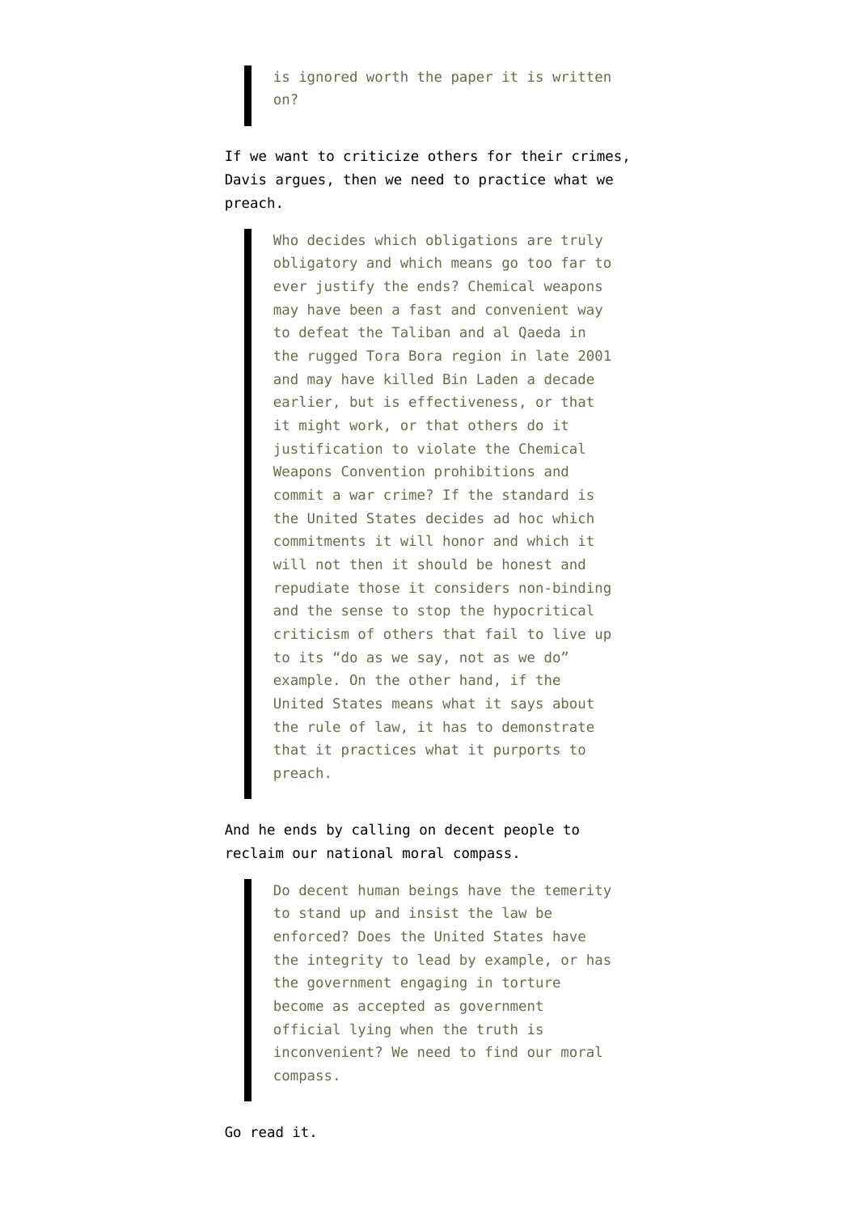> is ignored worth the paper it is written on?

If we want to criticize others for their crimes, Davis argues, then we need to practice what we preach.

> Who decides which obligations are truly obligatory and which means go too far to ever justify the ends? Chemical weapons may have been a fast and convenient way to defeat the Taliban and al Qaeda in the rugged Tora Bora region in late 2001 and may have killed Bin Laden a decade earlier, but is effectiveness, or that it might work, or that others do it justification to violate the Chemical Weapons Convention prohibitions and commit a war crime? If the standard is the United States decides ad hoc which commitments it will honor and which it will not then it should be honest and repudiate those it considers non-binding and the sense to stop the hypocritical criticism of others that fail to live up to its "do as we say, not as we do" example. On the other hand, if the United States means what it says about the rule of law, it has to demonstrate that it practices what it purports to preach.

And he ends by calling on decent people to reclaim our national moral compass.

> Do decent human beings have the temerity to stand up and insist the law be enforced? Does the United States have the integrity to lead by example, or has the government engaging in torture become as accepted as government official lying when the truth is inconvenient? We need to find our moral compass.

Go read it.